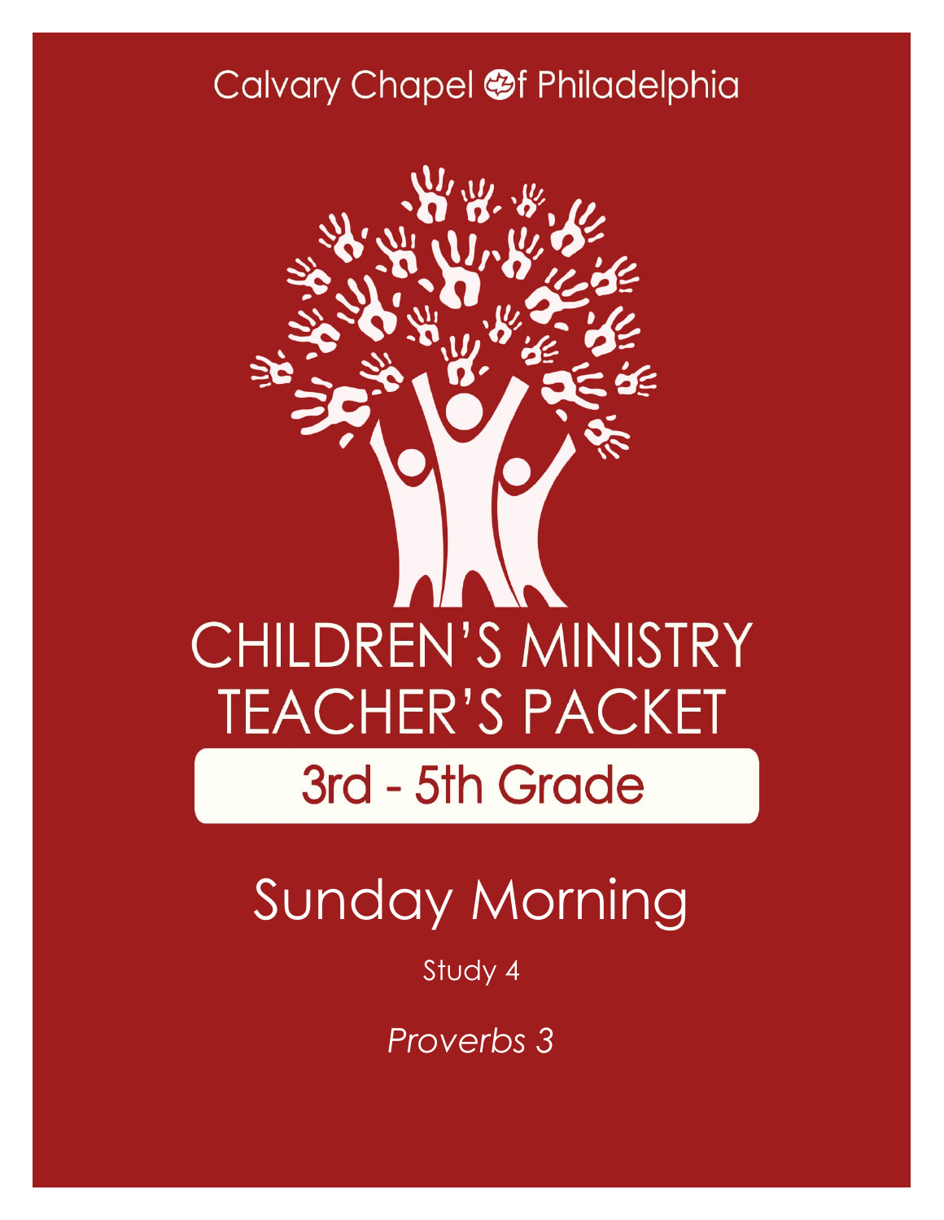Calvary Chapel of Philadelphia

# CHILDREN'S MINISTRY TEACHER'S PACKET

## 3rd - 5th Grade

# Sunday Morning

Study 4

*Proverbs 3*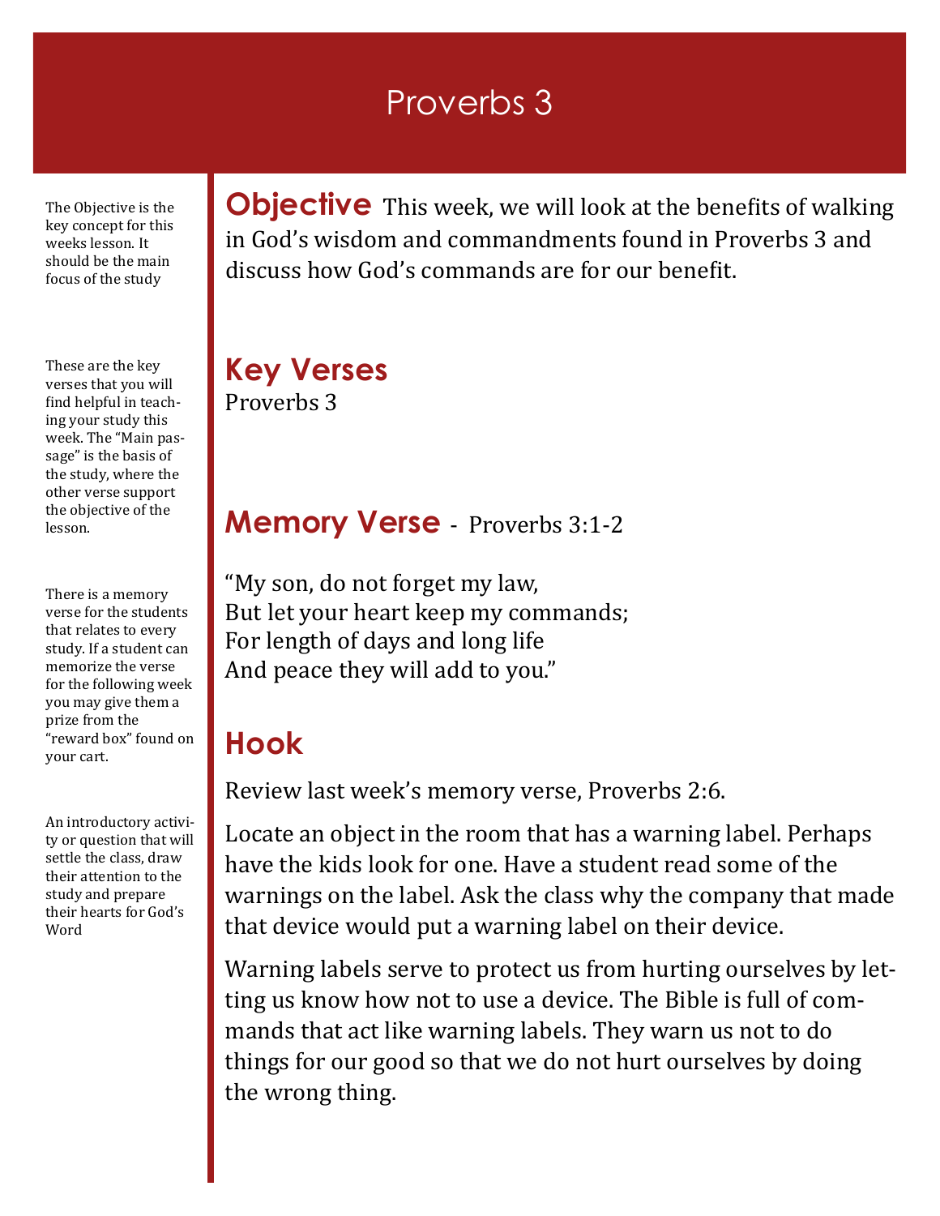# Proverbs 3

The Objective is the key concept for this weeks lesson. It should be the main focus of the study

## Objective

This week, we will look at the benefits of walking in God's wisdom and commandments found in Proverbs 3 and discuss how God's commands are for our benefit.

These are the key verses that you will find helpful in teaching your study this week. The "Main passage" is the basis of the study, where the other verse support the objective of the lesson.

## Key Verses

Proverbs 3

There is a memory verse for the students that relates to every study. If a student can memorize the verse for the following week you may give them a prize from the "reward box" found on your cart.

## Memory Verse - Proverbs 3:1-2

"My son, do not forget my law,
But let your heart keep my commands;
For length of days and long life
And peace they will add to you."

An introductory activity or question that will settle the class, draw their attention to the study and prepare their hearts for God's Word

## Hook

Review last week's memory verse, Proverbs 2:6.

Locate an object in the room that has a warning label. Perhaps have the kids look for one. Have a student read some of the warnings on the label. Ask the class why the company that made that device would put a warning label on their device.

Warning labels serve to protect us from hurting ourselves by letting us know how not to use a device. The Bible is full of commands that act like warning labels. They warn us not to do things for our good so that we do not hurt ourselves by doing the wrong thing.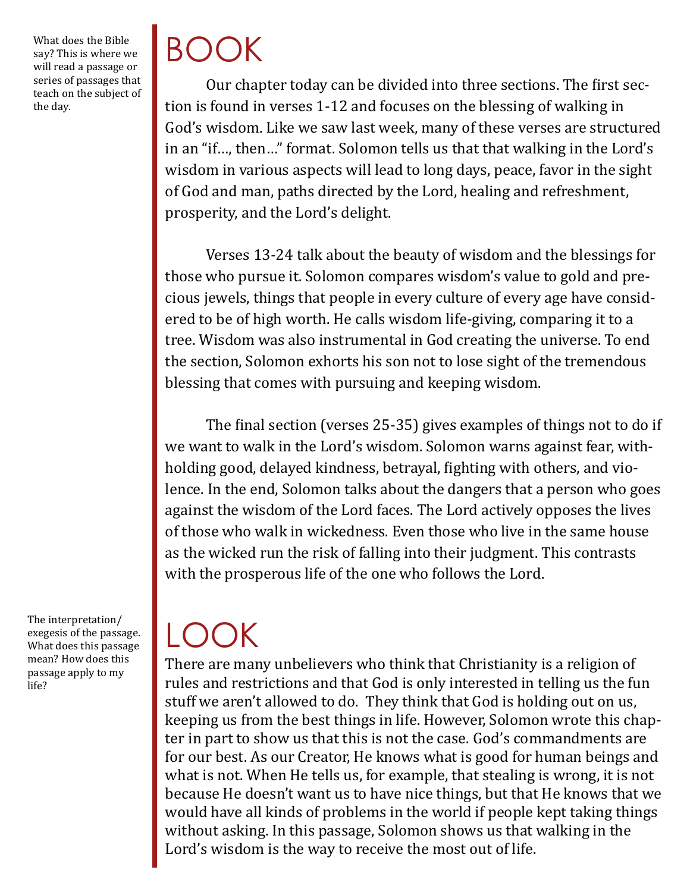What does the Bible say? This is where we will read a passage or series of passages that teach on the subject of the day.

# BOOK

Our chapter today can be divided into three sections. The first section is found in verses 1-12 and focuses on the blessing of walking in God's wisdom. Like we saw last week, many of these verses are structured in an "if…, then…" format. Solomon tells us that that walking in the Lord's wisdom in various aspects will lead to long days, peace, favor in the sight of God and man, paths directed by the Lord, healing and refreshment, prosperity, and the Lord's delight.

Verses 13-24 talk about the beauty of wisdom and the blessings for those who pursue it. Solomon compares wisdom's value to gold and precious jewels, things that people in every culture of every age have considered to be of high worth. He calls wisdom life-giving, comparing it to a tree. Wisdom was also instrumental in God creating the universe. To end the section, Solomon exhorts his son not to lose sight of the tremendous blessing that comes with pursuing and keeping wisdom.

The final section (verses 25-35) gives examples of things not to do if we want to walk in the Lord's wisdom. Solomon warns against fear, withholding good, delayed kindness, betrayal, fighting with others, and violence. In the end, Solomon talks about the dangers that a person who goes against the wisdom of the Lord faces. The Lord actively opposes the lives of those who walk in wickedness. Even those who live in the same house as the wicked run the risk of falling into their judgment. This contrasts with the prosperous life of the one who follows the Lord.

The interpretation/exegesis of the passage. What does this passage mean? How does this passage apply to my life?

# LOOK

There are many unbelievers who think that Christianity is a religion of rules and restrictions and that God is only interested in telling us the fun stuff we aren't allowed to do. They think that God is holding out on us, keeping us from the best things in life. However, Solomon wrote this chapter in part to show us that this is not the case. God's commandments are for our best. As our Creator, He knows what is good for human beings and what is not. When He tells us, for example, that stealing is wrong, it is not because He doesn't want us to have nice things, but that He knows that we would have all kinds of problems in the world if people kept taking things without asking. In this passage, Solomon shows us that walking in the Lord's wisdom is the way to receive the most out of life.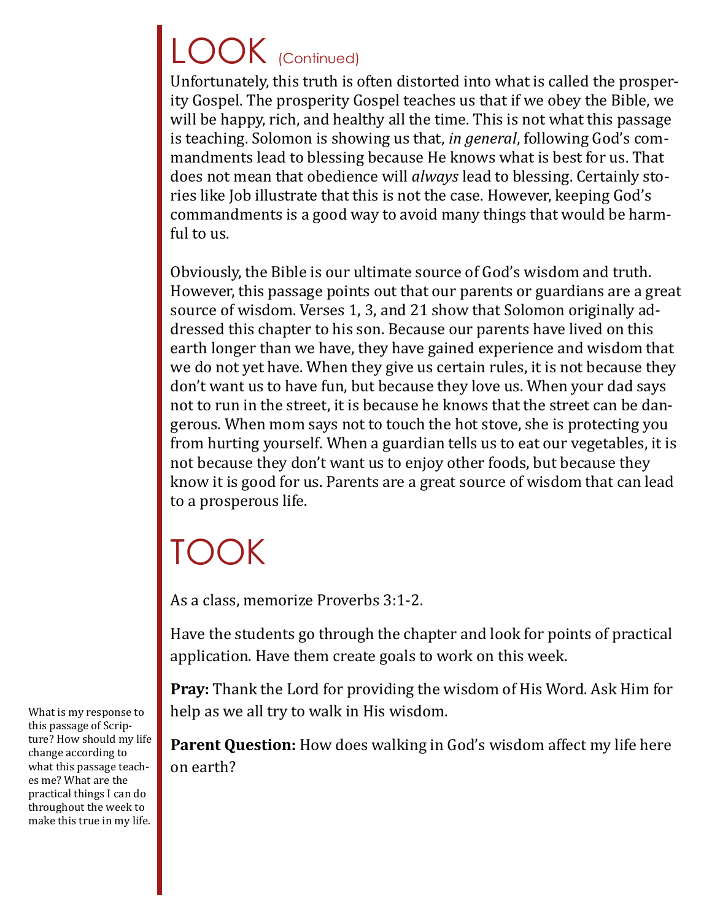# LOOK (Continued)

Unfortunately, this truth is often distorted into what is called the prosperity Gospel. The prosperity Gospel teaches us that if we obey the Bible, we will be happy, rich, and healthy all the time. This is not what this passage is teaching. Solomon is showing us that, *in general*, following God's commandments lead to blessing because He knows what is best for us. That does not mean that obedience will *always* lead to blessing. Certainly stories like Job illustrate that this is not the case. However, keeping God's commandments is a good way to avoid many things that would be harmful to us.

Obviously, the Bible is our ultimate source of God's wisdom and truth. However, this passage points out that our parents or guardians are a great source of wisdom. Verses 1, 3, and 21 show that Solomon originally addressed this chapter to his son. Because our parents have lived on this earth longer than we have, they have gained experience and wisdom that we do not yet have. When they give us certain rules, it is not because they don't want us to have fun, but because they love us. When your dad says not to run in the street, it is because he knows that the street can be dangerous. When mom says not to touch the hot stove, she is protecting you from hurting yourself. When a guardian tells us to eat our vegetables, it is not because they don't want us to enjoy other foods, but because they know it is good for us. Parents are a great source of wisdom that can lead to a prosperous life.

# TOOK

As a class, memorize Proverbs 3:1-2.

Have the students go through the chapter and look for points of practical application. Have them create goals to work on this week.

**Pray:** Thank the Lord for providing the wisdom of His Word. Ask Him for help as we all try to walk in His wisdom.

**Parent Question:** How does walking in God's wisdom affect my life here on earth?

What is my response to this passage of Scripture? How should my life change according to what this passage teaches me? What are the practical things I can do throughout the week to make this true in my life.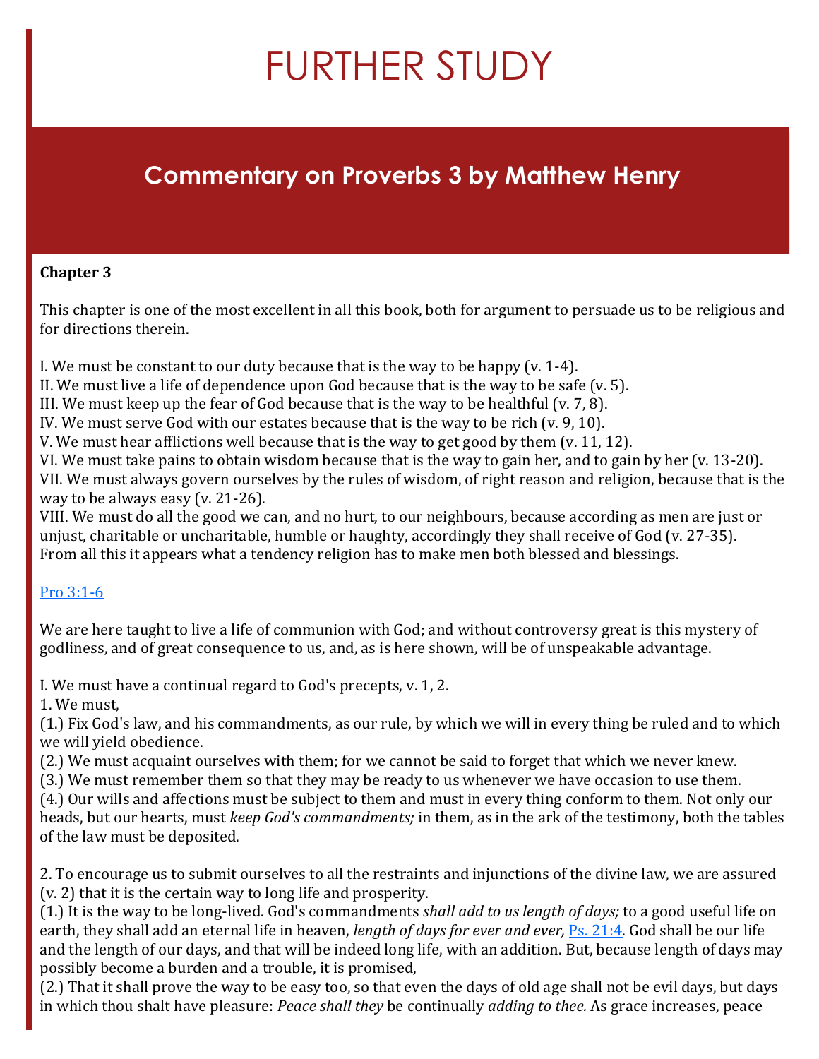# FURTHER STUDY

## Commentary on Proverbs 3 by Matthew Henry

**Chapter 3**

This chapter is one of the most excellent in all this book, both for argument to persuade us to be religious and for directions therein.

I. We must be constant to our duty because that is the way to be happy (v. 1-4).
II. We must live a life of dependence upon God because that is the way to be safe (v. 5).
III. We must keep up the fear of God because that is the way to be healthful (v. 7, 8).
IV. We must serve God with our estates because that is the way to be rich (v. 9, 10).
V. We must hear afflictions well because that is the way to get good by them (v. 11, 12).
VI. We must take pains to obtain wisdom because that is the way to gain her, and to gain by her (v. 13-20).
VII. We must always govern ourselves by the rules of wisdom, of right reason and religion, because that is the way to be always easy (v. 21-26).
VIII. We must do all the good we can, and no hurt, to our neighbours, because according as men are just or unjust, charitable or uncharitable, humble or haughty, accordingly they shall receive of God (v. 27-35).
From all this it appears what a tendency religion has to make men both blessed and blessings.

Pro 3:1-6

We are here taught to live a life of communion with God; and without controversy great is this mystery of godliness, and of great consequence to us, and, as is here shown, will be of unspeakable advantage.

I. We must have a continual regard to God's precepts, v. 1, 2.
1. We must,
(1.) Fix God's law, and his commandments, as our rule, by which we will in every thing be ruled and to which we will yield obedience.
(2.) We must acquaint ourselves with them; for we cannot be said to forget that which we never knew.
(3.) We must remember them so that they may be ready to us whenever we have occasion to use them.
(4.) Our wills and affections must be subject to them and must in every thing conform to them. Not only our heads, but our hearts, must *keep God's commandments;* in them, as in the ark of the testimony, both the tables of the law must be deposited.

2. To encourage us to submit ourselves to all the restraints and injunctions of the divine law, we are assured (v. 2) that it is the certain way to long life and prosperity.
(1.) It is the way to be long-lived. God's commandments *shall add to us length of days;* to a good useful life on earth, they shall add an eternal life in heaven, *length of days for ever and ever,* Ps. 21:4. God shall be our life and the length of our days, and that will be indeed long life, with an addition. But, because length of days may possibly become a burden and a trouble, it is promised,
(2.) That it shall prove the way to be easy too, so that even the days of old age shall not be evil days, but days in which thou shalt have pleasure: *Peace shall they* be continually *adding to thee.* As grace increases, peace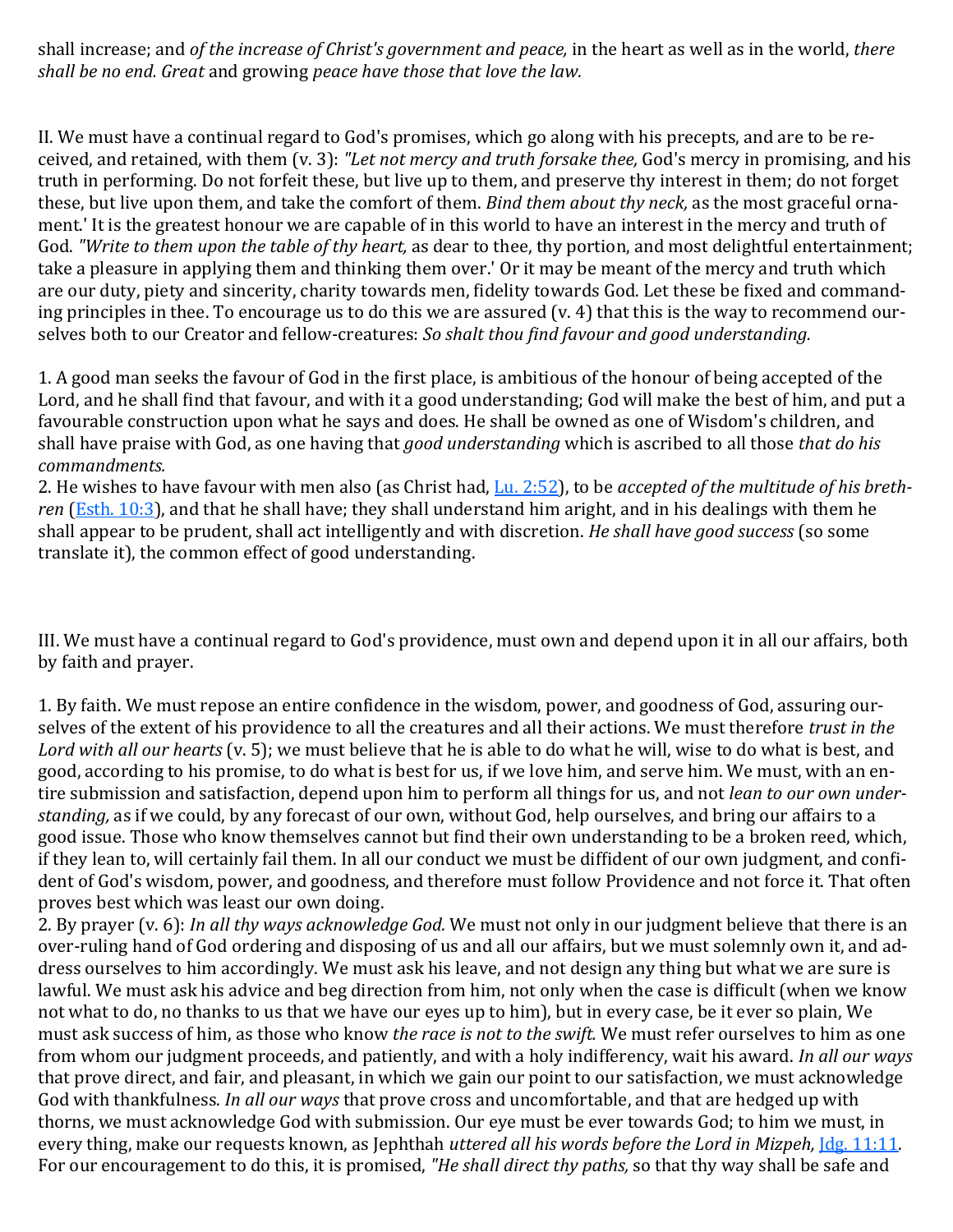shall increase; and *of the increase of Christ's government and peace,* in the heart as well as in the world, *there shall be no end. Great* and growing *peace have those that love the law.*

II. We must have a continual regard to God's promises, which go along with his precepts, and are to be received, and retained, with them (v. 3): *"Let not mercy and truth forsake thee,* God's mercy in promising, and his truth in performing. Do not forfeit these, but live up to them, and preserve thy interest in them; do not forget these, but live upon them, and take the comfort of them. *Bind them about thy neck,* as the most graceful ornament.' It is the greatest honour we are capable of in this world to have an interest in the mercy and truth of God. *"Write to them upon the table of thy heart,* as dear to thee, thy portion, and most delightful entertainment; take a pleasure in applying them and thinking them over.' Or it may be meant of the mercy and truth which are our duty, piety and sincerity, charity towards men, fidelity towards God. Let these be fixed and commanding principles in thee. To encourage us to do this we are assured (v. 4) that this is the way to recommend ourselves both to our Creator and fellow-creatures: *So shalt thou find favour and good understanding.*

1. A good man seeks the favour of God in the first place, is ambitious of the honour of being accepted of the Lord, and he shall find that favour, and with it a good understanding; God will make the best of him, and put a favourable construction upon what he says and does. He shall be owned as one of Wisdom's children, and shall have praise with God, as one having that *good understanding* which is ascribed to all those *that do his commandments.*
2. He wishes to have favour with men also (as Christ had, Lu. 2:52), to be *accepted of the multitude of his brethren* (Esth. 10:3), and that he shall have; they shall understand him aright, and in his dealings with them he shall appear to be prudent, shall act intelligently and with discretion. *He shall have good success* (so some translate it), the common effect of good understanding.

III. We must have a continual regard to God's providence, must own and depend upon it in all our affairs, both by faith and prayer.

1. By faith. We must repose an entire confidence in the wisdom, power, and goodness of God, assuring ourselves of the extent of his providence to all the creatures and all their actions. We must therefore *trust in the Lord with all our hearts* (v. 5); we must believe that he is able to do what he will, wise to do what is best, and good, according to his promise, to do what is best for us, if we love him, and serve him. We must, with an entire submission and satisfaction, depend upon him to perform all things for us, and not *lean to our own understanding,* as if we could, by any forecast of our own, without God, help ourselves, and bring our affairs to a good issue. Those who know themselves cannot but find their own understanding to be a broken reed, which, if they lean to, will certainly fail them. In all our conduct we must be diffident of our own judgment, and confident of God's wisdom, power, and goodness, and therefore must follow Providence and not force it. That often proves best which was least our own doing.
2. By prayer (v. 6): *In all thy ways acknowledge God.* We must not only in our judgment believe that there is an over-ruling hand of God ordering and disposing of us and all our affairs, but we must solemnly own it, and address ourselves to him accordingly. We must ask his leave, and not design any thing but what we are sure is lawful. We must ask his advice and beg direction from him, not only when the case is difficult (when we know not what to do, no thanks to us that we have our eyes up to him), but in every case, be it ever so plain, We must ask success of him, as those who know *the race is not to the swift.* We must refer ourselves to him as one from whom our judgment proceeds, and patiently, and with a holy indifferency, wait his award. *In all our ways* that prove direct, and fair, and pleasant, in which we gain our point to our satisfaction, we must acknowledge God with thankfulness. *In all our ways* that prove cross and uncomfortable, and that are hedged up with thorns, we must acknowledge God with submission. Our eye must be ever towards God; to him we must, in every thing, make our requests known, as Jephthah *uttered all his words before the Lord in Mizpeh,* Jdg. 11:11. For our encouragement to do this, it is promised, *"He shall direct thy paths,* so that thy way shall be safe and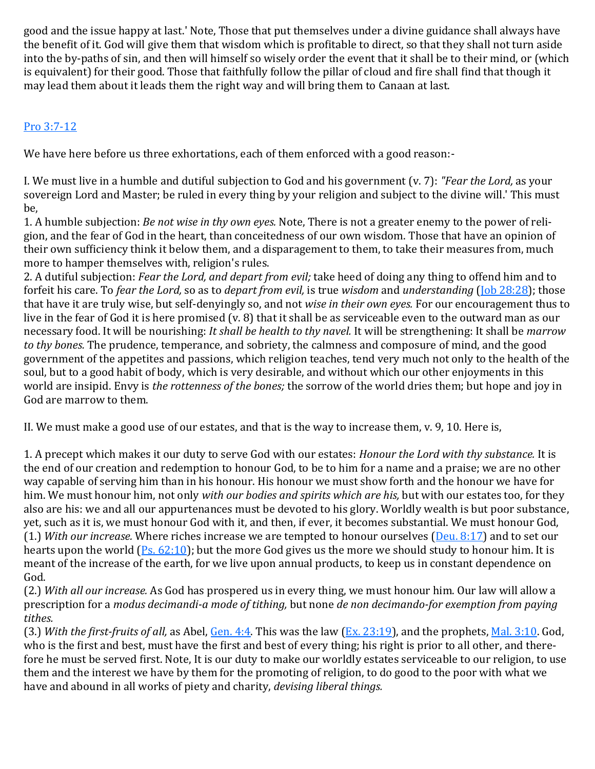good and the issue happy at last.' Note, Those that put themselves under a divine guidance shall always have the benefit of it. God will give them that wisdom which is profitable to direct, so that they shall not turn aside into the by-paths of sin, and then will himself so wisely order the event that it shall be to their mind, or (which is equivalent) for their good. Those that faithfully follow the pillar of cloud and fire shall find that though it may lead them about it leads them the right way and will bring them to Canaan at last.

[Pro 3:7-12]

We have here before us three exhortations, each of them enforced with a good reason:-

I. We must live in a humble and dutiful subjection to God and his government (v. 7): *"Fear the Lord,* as your sovereign Lord and Master; be ruled in every thing by your religion and subject to the divine will.' This must be,

1. A humble subjection: *Be not wise in thy own eyes.* Note, There is not a greater enemy to the power of religion, and the fear of God in the heart, than conceitedness of our own wisdom. Those that have an opinion of their own sufficiency think it below them, and a disparagement to them, to take their measures from, much more to hamper themselves with, religion's rules.

2. A dutiful subjection: *Fear the Lord, and depart from evil;* take heed of doing any thing to offend him and to forfeit his care. To *fear the Lord,* so as to *depart from evil,* is true *wisdom* and *understanding* ([Job 28:28]); those that have it are truly wise, but self-denyingly so, and not *wise in their own eyes.* For our encouragement thus to live in the fear of God it is here promised (v. 8) that it shall be as serviceable even to the outward man as our necessary food. It will be nourishing: *It shall be health to thy navel.* It will be strengthening: It shall be *marrow to thy bones.* The prudence, temperance, and sobriety, the calmness and composure of mind, and the good government of the appetites and passions, which religion teaches, tend very much not only to the health of the soul, but to a good habit of body, which is very desirable, and without which our other enjoyments in this world are insipid. Envy is *the rottenness of the bones;* the sorrow of the world dries them; but hope and joy in God are marrow to them.

II. We must make a good use of our estates, and that is the way to increase them, v. 9, 10. Here is,

1. A precept which makes it our duty to serve God with our estates: *Honour the Lord with thy substance.* It is the end of our creation and redemption to honour God, to be to him for a name and a praise; we are no other way capable of serving him than in his honour. His honour we must show forth and the honour we have for him. We must honour him, not only *with our bodies and spirits which are his,* but with our estates too, for they also are his: we and all our appurtenances must be devoted to his glory. Worldly wealth is but poor substance, yet, such as it is, we must honour God with it, and then, if ever, it becomes substantial. We must honour God,

(1.) *With our increase.* Where riches increase we are tempted to honour ourselves ([Deu. 8:17]) and to set our hearts upon the world ([Ps. 62:10]); but the more God gives us the more we should study to honour him. It is meant of the increase of the earth, for we live upon annual products, to keep us in constant dependence on God.

(2.) *With all our increase.* As God has prospered us in every thing, we must honour him. Our law will allow a prescription for a *modus decimandi-a mode of tithing,* but none *de non decimando-for exemption from paying tithes.*

(3.) *With the first-fruits of all,* as Abel, [Gen. 4:4]. This was the law ([Ex. 23:19]), and the prophets, [Mal. 3:10]. God, who is the first and best, must have the first and best of every thing; his right is prior to all other, and therefore he must be served first. Note, It is our duty to make our worldly estates serviceable to our religion, to use them and the interest we have by them for the promoting of religion, to do good to the poor with what we have and abound in all works of piety and charity, *devising liberal things.*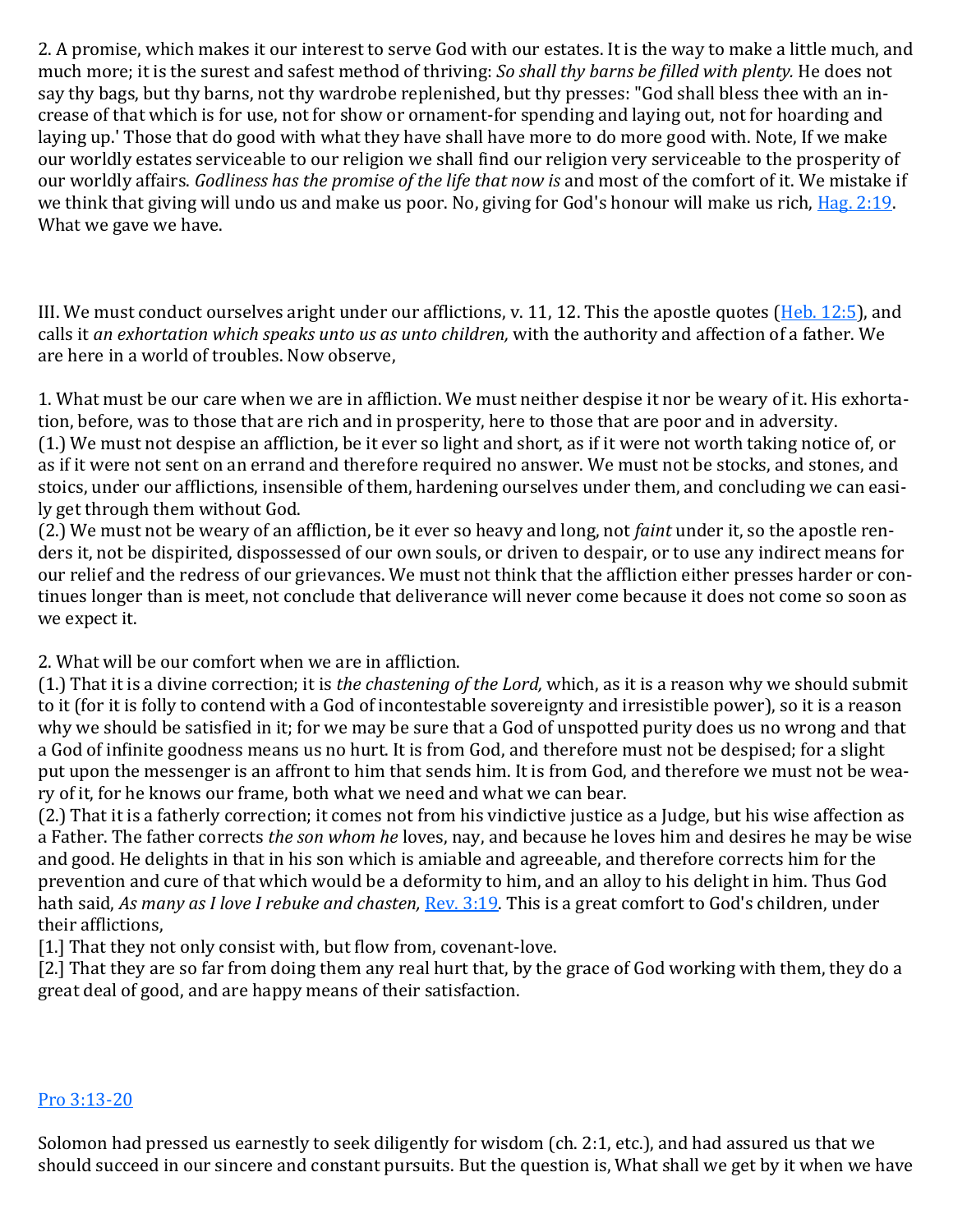2. A promise, which makes it our interest to serve God with our estates. It is the way to make a little much, and much more; it is the surest and safest method of thriving: *So shall thy barns be filled with plenty.* He does not say thy bags, but thy barns, not thy wardrobe replenished, but thy presses: "God shall bless thee with an increase of that which is for use, not for show or ornament-for spending and laying out, not for hoarding and laying up.' Those that do good with what they have shall have more to do more good with. Note, If we make our worldly estates serviceable to our religion we shall find our religion very serviceable to the prosperity of our worldly affairs. *Godliness has the promise of the life that now is* and most of the comfort of it. We mistake if we think that giving will undo us and make us poor. No, giving for God's honour will make us rich, Hag. 2:19. What we gave we have.

III. We must conduct ourselves aright under our afflictions, v. 11, 12. This the apostle quotes (Heb. 12:5), and calls it *an exhortation which speaks unto us as unto children,* with the authority and affection of a father. We are here in a world of troubles. Now observe,

1. What must be our care when we are in affliction. We must neither despise it nor be weary of it. His exhortation, before, was to those that are rich and in prosperity, here to those that are poor and in adversity.
(1.) We must not despise an affliction, be it ever so light and short, as if it were not worth taking notice of, or as if it were not sent on an errand and therefore required no answer. We must not be stocks, and stones, and stoics, under our afflictions, insensible of them, hardening ourselves under them, and concluding we can easily get through them without God.
(2.) We must not be weary of an affliction, be it ever so heavy and long, not *faint* under it, so the apostle renders it, not be dispirited, dispossessed of our own souls, or driven to despair, or to use any indirect means for our relief and the redress of our grievances. We must not think that the affliction either presses harder or continues longer than is meet, not conclude that deliverance will never come because it does not come so soon as we expect it.

2. What will be our comfort when we are in affliction.
(1.) That it is a divine correction; it is *the chastening of the Lord,* which, as it is a reason why we should submit to it (for it is folly to contend with a God of incontestable sovereignty and irresistible power), so it is a reason why we should be satisfied in it; for we may be sure that a God of unspotted purity does us no wrong and that a God of infinite goodness means us no hurt. It is from God, and therefore must not be despised; for a slight put upon the messenger is an affront to him that sends him. It is from God, and therefore we must not be weary of it, for he knows our frame, both what we need and what we can bear.
(2.) That it is a fatherly correction; it comes not from his vindictive justice as a Judge, but his wise affection as a Father. The father corrects *the son whom he* loves, nay, and because he loves him and desires he may be wise and good. He delights in that in his son which is amiable and agreeable, and therefore corrects him for the prevention and cure of that which would be a deformity to him, and an alloy to his delight in him. Thus God hath said, *As many as I love I rebuke and chasten,* Rev. 3:19. This is a great comfort to God's children, under their afflictions,
[1.] That they not only consist with, but flow from, covenant-love.
[2.] That they are so far from doing them any real hurt that, by the grace of God working with them, they do a great deal of good, and are happy means of their satisfaction.

Pro 3:13-20

Solomon had pressed us earnestly to seek diligently for wisdom (ch. 2:1, etc.), and had assured us that we should succeed in our sincere and constant pursuits. But the question is, What shall we get by it when we have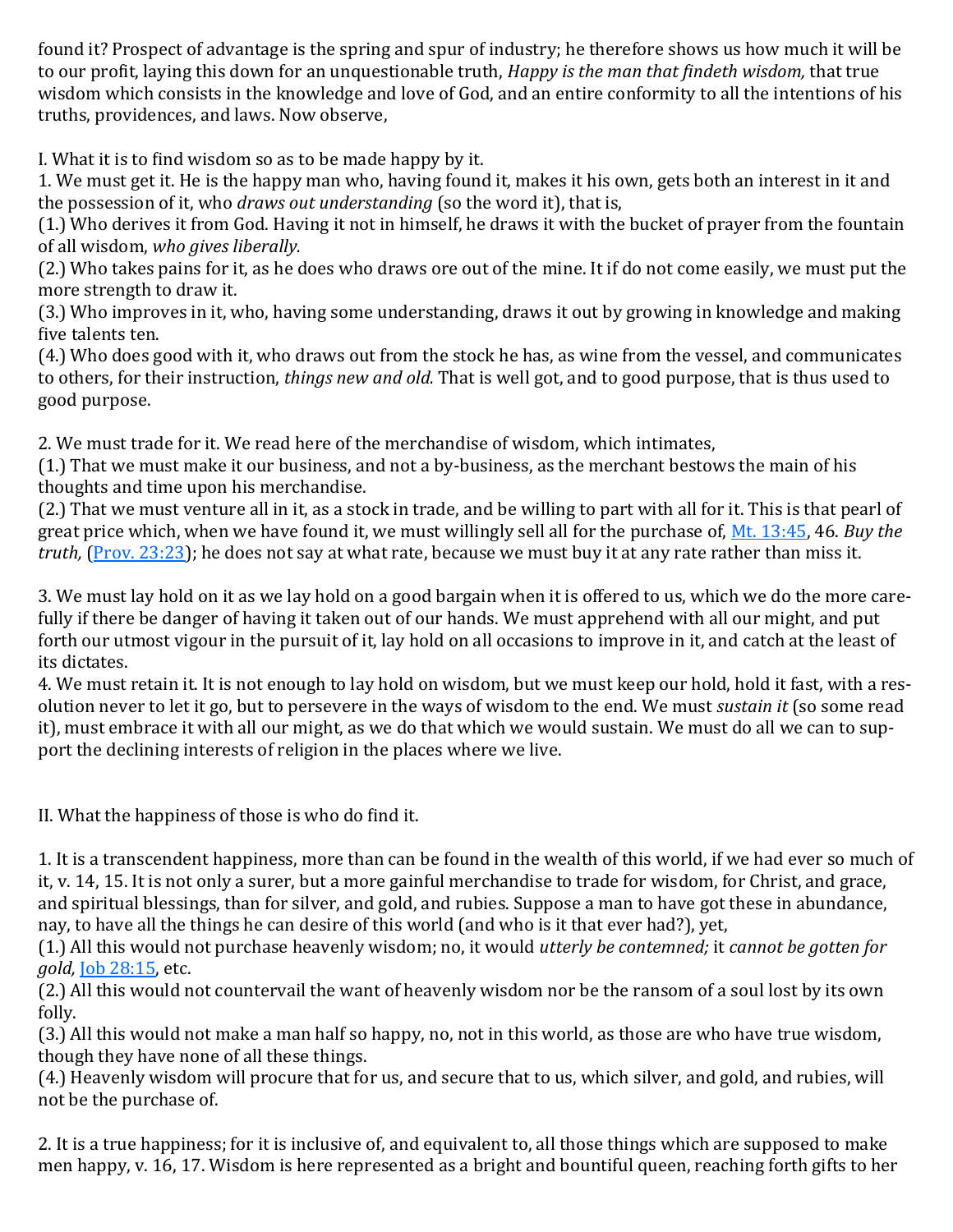found it? Prospect of advantage is the spring and spur of industry; he therefore shows us how much it will be to our profit, laying this down for an unquestionable truth, *Happy is the man that findeth wisdom,* that true wisdom which consists in the knowledge and love of God, and an entire conformity to all the intentions of his truths, providences, and laws. Now observe,

I. What it is to find wisdom so as to be made happy by it.

1. We must get it. He is the happy man who, having found it, makes it his own, gets both an interest in it and the possession of it, who *draws out understanding* (so the word it), that is,

(1.) Who derives it from God. Having it not in himself, he draws it with the bucket of prayer from the fountain of all wisdom, *who gives liberally.*

(2.) Who takes pains for it, as he does who draws ore out of the mine. It if do not come easily, we must put the more strength to draw it.

(3.) Who improves in it, who, having some understanding, draws it out by growing in knowledge and making five talents ten.

(4.) Who does good with it, who draws out from the stock he has, as wine from the vessel, and communicates to others, for their instruction, *things new and old.* That is well got, and to good purpose, that is thus used to good purpose.

2. We must trade for it. We read here of the merchandise of wisdom, which intimates,

(1.) That we must make it our business, and not a by-business, as the merchant bestows the main of his thoughts and time upon his merchandise.

(2.) That we must venture all in it, as a stock in trade, and be willing to part with all for it. This is that pearl of great price which, when we have found it, we must willingly sell all for the purchase of, Mt. 13:45, 46. *Buy the truth,* (Prov. 23:23); he does not say at what rate, because we must buy it at any rate rather than miss it.

3. We must lay hold on it as we lay hold on a good bargain when it is offered to us, which we do the more carefully if there be danger of having it taken out of our hands. We must apprehend with all our might, and put forth our utmost vigour in the pursuit of it, lay hold on all occasions to improve in it, and catch at the least of its dictates.

4. We must retain it. It is not enough to lay hold on wisdom, but we must keep our hold, hold it fast, with a resolution never to let it go, but to persevere in the ways of wisdom to the end. We must *sustain it* (so some read it), must embrace it with all our might, as we do that which we would sustain. We must do all we can to support the declining interests of religion in the places where we live.

II. What the happiness of those is who do find it.

1. It is a transcendent happiness, more than can be found in the wealth of this world, if we had ever so much of it, v. 14, 15. It is not only a surer, but a more gainful merchandise to trade for wisdom, for Christ, and grace, and spiritual blessings, than for silver, and gold, and rubies. Suppose a man to have got these in abundance, nay, to have all the things he can desire of this world (and who is it that ever had?), yet,

(1.) All this would not purchase heavenly wisdom; no, it would *utterly be contemned;* it *cannot be gotten for gold,* Job 28:15, etc.

(2.) All this would not countervail the want of heavenly wisdom nor be the ransom of a soul lost by its own folly.

(3.) All this would not make a man half so happy, no, not in this world, as those are who have true wisdom, though they have none of all these things.

(4.) Heavenly wisdom will procure that for us, and secure that to us, which silver, and gold, and rubies, will not be the purchase of.

2. It is a true happiness; for it is inclusive of, and equivalent to, all those things which are supposed to make men happy, v. 16, 17. Wisdom is here represented as a bright and bountiful queen, reaching forth gifts to her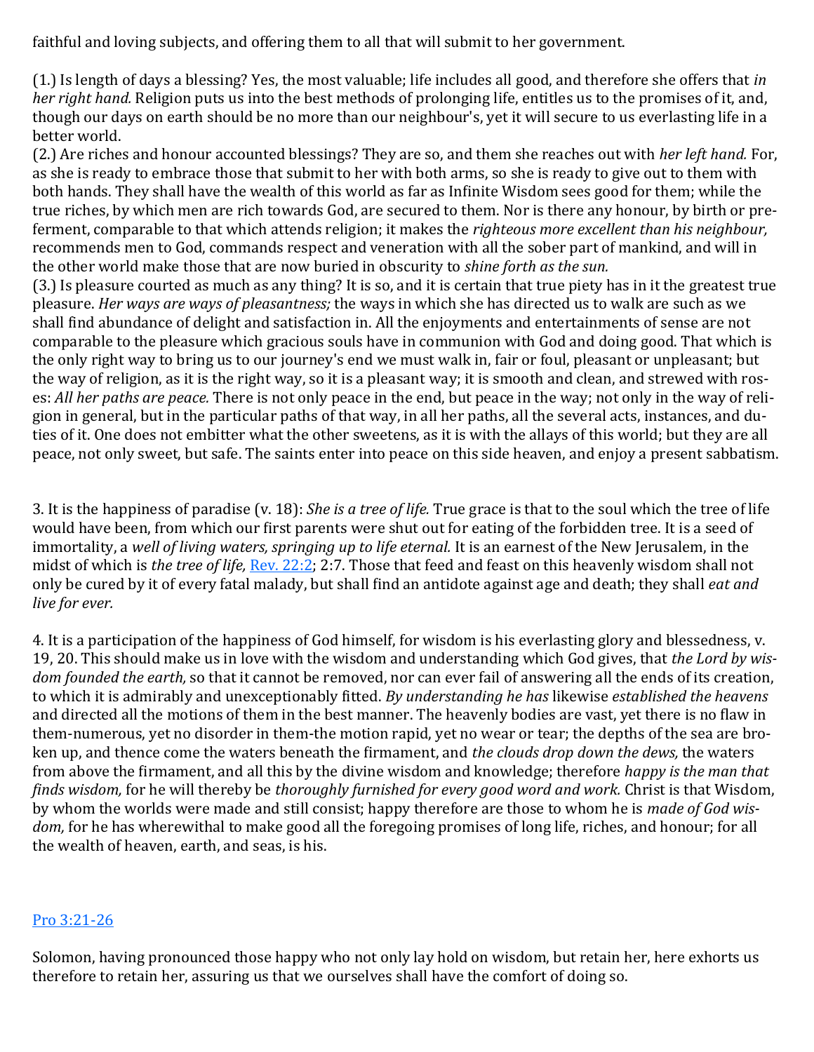faithful and loving subjects, and offering them to all that will submit to her government.

(1.) Is length of days a blessing? Yes, the most valuable; life includes all good, and therefore she offers that *in her right hand.* Religion puts us into the best methods of prolonging life, entitles us to the promises of it, and, though our days on earth should be no more than our neighbour's, yet it will secure to us everlasting life in a better world.
(2.) Are riches and honour accounted blessings? They are so, and them she reaches out with *her left hand.* For, as she is ready to embrace those that submit to her with both arms, so she is ready to give out to them with both hands. They shall have the wealth of this world as far as Infinite Wisdom sees good for them; while the true riches, by which men are rich towards God, are secured to them. Nor is there any honour, by birth or preferment, comparable to that which attends religion; it makes the *righteous more excellent than his neighbour,* recommends men to God, commands respect and veneration with all the sober part of mankind, and will in the other world make those that are now buried in obscurity to *shine forth as the sun.*
(3.) Is pleasure courted as much as any thing? It is so, and it is certain that true piety has in it the greatest true pleasure. *Her ways are ways of pleasantness;* the ways in which she has directed us to walk are such as we shall find abundance of delight and satisfaction in. All the enjoyments and entertainments of sense are not comparable to the pleasure which gracious souls have in communion with God and doing good. That which is the only right way to bring us to our journey's end we must walk in, fair or foul, pleasant or unpleasant; but the way of religion, as it is the right way, so it is a pleasant way; it is smooth and clean, and strewed with roses: *All her paths are peace.* There is not only peace in the end, but peace in the way; not only in the way of religion in general, but in the particular paths of that way, in all her paths, all the several acts, instances, and duties of it. One does not embitter what the other sweetens, as it is with the allays of this world; but they are all peace, not only sweet, but safe. The saints enter into peace on this side heaven, and enjoy a present sabbatism.

3. It is the happiness of paradise (v. 18): *She is a tree of life.* True grace is that to the soul which the tree of life would have been, from which our first parents were shut out for eating of the forbidden tree. It is a seed of immortality, a *well of living waters, springing up to life eternal.* It is an earnest of the New Jerusalem, in the midst of which is *the tree of life,* Rev. 22:2; 2:7. Those that feed and feast on this heavenly wisdom shall not only be cured by it of every fatal malady, but shall find an antidote against age and death; they shall *eat and live for ever.*

4. It is a participation of the happiness of God himself, for wisdom is his everlasting glory and blessedness, v. 19, 20. This should make us in love with the wisdom and understanding which God gives, that *the Lord by wisdom founded the earth,* so that it cannot be removed, nor can ever fail of answering all the ends of its creation, to which it is admirably and unexceptionably fitted. *By understanding he has* likewise *established the heavens* and directed all the motions of them in the best manner. The heavenly bodies are vast, yet there is no flaw in them-numerous, yet no disorder in them-the motion rapid, yet no wear or tear; the depths of the sea are broken up, and thence come the waters beneath the firmament, and *the clouds drop down the dews,* the waters from above the firmament, and all this by the divine wisdom and knowledge; therefore *happy is the man that finds wisdom,* for he will thereby be *thoroughly furnished for every good word and work.* Christ is that Wisdom, by whom the worlds were made and still consist; happy therefore are those to whom he is *made of God wisdom,* for he has wherewithal to make good all the foregoing promises of long life, riches, and honour; for all the wealth of heaven, earth, and seas, is his.

Pro 3:21-26

Solomon, having pronounced those happy who not only lay hold on wisdom, but retain her, here exhorts us therefore to retain her, assuring us that we ourselves shall have the comfort of doing so.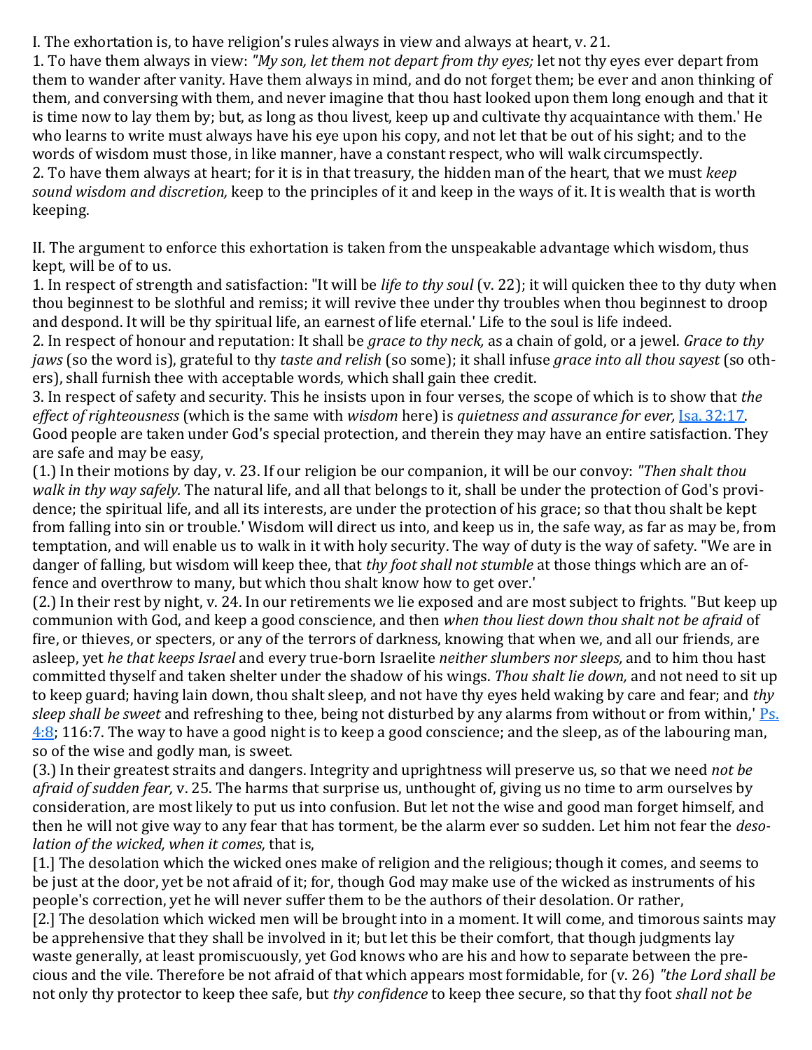I. The exhortation is, to have religion's rules always in view and always at heart, v. 21.
1. To have them always in view: *"My son, let them not depart from thy eyes;* let not thy eyes ever depart from them to wander after vanity. Have them always in mind, and do not forget them; be ever and anon thinking of them, and conversing with them, and never imagine that thou hast looked upon them long enough and that it is time now to lay them by; but, as long as thou livest, keep up and cultivate thy acquaintance with them.' He who learns to write must always have his eye upon his copy, and not let that be out of his sight; and to the words of wisdom must those, in like manner, have a constant respect, who will walk circumspectly.
2. To have them always at heart; for it is in that treasury, the hidden man of the heart, that we must *keep sound wisdom and discretion,* keep to the principles of it and keep in the ways of it. It is wealth that is worth keeping.

II. The argument to enforce this exhortation is taken from the unspeakable advantage which wisdom, thus kept, will be of to us.
1. In respect of strength and satisfaction: "It will be *life to thy soul* (v. 22); it will quicken thee to thy duty when thou beginnest to be slothful and remiss; it will revive thee under thy troubles when thou beginnest to droop and despond. It will be thy spiritual life, an earnest of life eternal.' Life to the soul is life indeed.
2. In respect of honour and reputation: It shall be *grace to thy neck,* as a chain of gold, or a jewel. *Grace to thy jaws* (so the word is), grateful to thy *taste and relish* (so some); it shall infuse *grace into all thou sayest* (so others), shall furnish thee with acceptable words, which shall gain thee credit.
3. In respect of safety and security. This he insists upon in four verses, the scope of which is to show that *the effect of righteousness* (which is the same with *wisdom* here) is *quietness and assurance for ever,* Isa. 32:17. Good people are taken under God's special protection, and therein they may have an entire satisfaction. They are safe and may be easy,
(1.) In their motions by day, v. 23. If our religion be our companion, it will be our convoy: *"Then shalt thou walk in thy way safely.* The natural life, and all that belongs to it, shall be under the protection of God's providence; the spiritual life, and all its interests, are under the protection of his grace; so that thou shalt be kept from falling into sin or trouble.' Wisdom will direct us into, and keep us in, the safe way, as far as may be, from temptation, and will enable us to walk in it with holy security. The way of duty is the way of safety. "We are in danger of falling, but wisdom will keep thee, that *thy foot shall not stumble* at those things which are an offence and overthrow to many, but which thou shalt know how to get over.'
(2.) In their rest by night, v. 24. In our retirements we lie exposed and are most subject to frights. "But keep up communion with God, and keep a good conscience, and then *when thou liest down thou shalt not be afraid* of fire, or thieves, or specters, or any of the terrors of darkness, knowing that when we, and all our friends, are asleep, yet *he that keeps Israel* and every true-born Israelite *neither slumbers nor sleeps,* and to him thou hast committed thyself and taken shelter under the shadow of his wings. *Thou shalt lie down,* and not need to sit up to keep guard; having lain down, thou shalt sleep, and not have thy eyes held waking by care and fear; and *thy sleep shall be sweet* and refreshing to thee, being not disturbed by any alarms from without or from within,' Ps. 4:8; 116:7. The way to have a good night is to keep a good conscience; and the sleep, as of the labouring man, so of the wise and godly man, is sweet.
(3.) In their greatest straits and dangers. Integrity and uprightness will preserve us, so that we need *not be afraid of sudden fear,* v. 25. The harms that surprise us, unthought of, giving us no time to arm ourselves by consideration, are most likely to put us into confusion. But let not the wise and good man forget himself, and then he will not give way to any fear that has torment, be the alarm ever so sudden. Let him not fear the *desolation of the wicked, when it comes,* that is,
[1.] The desolation which the wicked ones make of religion and the religious; though it comes, and seems to be just at the door, yet be not afraid of it; for, though God may make use of the wicked as instruments of his people's correction, yet he will never suffer them to be the authors of their desolation. Or rather,
[2.] The desolation which wicked men will be brought into in a moment. It will come, and timorous saints may be apprehensive that they shall be involved in it; but let this be their comfort, that though judgments lay waste generally, at least promiscuously, yet God knows who are his and how to separate between the precious and the vile. Therefore be not afraid of that which appears most formidable, for (v. 26) *"the Lord shall be* not only thy protector to keep thee safe, but *thy confidence* to keep thee secure, so that thy foot *shall not be*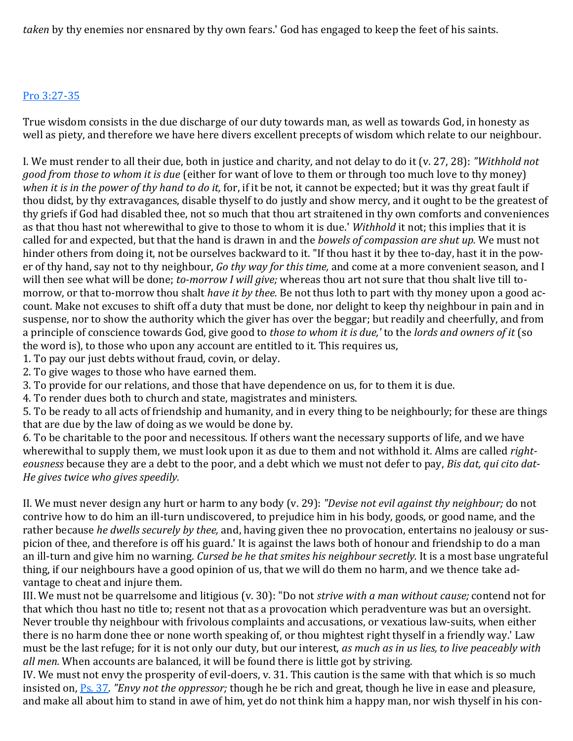*taken* by thy enemies nor ensnared by thy own fears.' God has engaged to keep the feet of his saints.

[Pro 3:27-35](Pro 3:27-35)

True wisdom consists in the due discharge of our duty towards man, as well as towards God, in honesty as well as piety, and therefore we have here divers excellent precepts of wisdom which relate to our neighbour.

I. We must render to all their due, both in justice and charity, and not delay to do it (v. 27, 28): *"Withhold not good from those to whom it is due* (either for want of love to them or through too much love to thy money) *when it is in the power of thy hand to do it,* for, if it be not, it cannot be expected; but it was thy great fault if thou didst, by thy extravagances, disable thyself to do justly and show mercy, and it ought to be the greatest of thy griefs if God had disabled thee, not so much that thou art straitened in thy own comforts and conveniences as that thou hast not wherewithal to give to those to whom it is due.' *Withhold* it not; this implies that it is called for and expected, but that the hand is drawn in and the *bowels of compassion are shut up.* We must not hinder others from doing it, not be ourselves backward to it. "If thou hast it by thee to-day, hast it in the power of thy hand, say not to thy neighbour, *Go thy way for this time,* and come at a more convenient season, and I will then see what will be done; *to-morrow I will give;* whereas thou art not sure that thou shalt live till to-morrow, or that to-morrow thou shalt *have it by thee.* Be not thus loth to part with thy money upon a good account. Make not excuses to shift off a duty that must be done, nor delight to keep thy neighbour in pain and in suspense, nor to show the authority which the giver has over the beggar; but readily and cheerfully, and from a principle of conscience towards God, give good to *those to whom it is due,'* to the *lords and owners of it* (so the word is), to those who upon any account are entitled to it. This requires us,

1. To pay our just debts without fraud, covin, or delay.
2. To give wages to those who have earned them.
3. To provide for our relations, and those that have dependence on us, for to them it is due.
4. To render dues both to church and state, magistrates and ministers.
5. To be ready to all acts of friendship and humanity, and in every thing to be neighbourly; for these are things that are due by the law of doing as we would be done by.
6. To be charitable to the poor and necessitous. If others want the necessary supports of life, and we have wherewithal to supply them, we must look upon it as due to them and not withhold it. Alms are called *righteousness* because they are a debt to the poor, and a debt which we must not defer to pay, *Bis dat, qui cito dat-He gives twice who gives speedily.*

II. We must never design any hurt or harm to any body (v. 29): *"Devise not evil against thy neighbour;* do not contrive how to do him an ill-turn undiscovered, to prejudice him in his body, goods, or good name, and the rather because *he dwells securely by thee,* and, having given thee no provocation, entertains no jealousy or suspicion of thee, and therefore is off his guard.' It is against the laws both of honour and friendship to do a man an ill-turn and give him no warning. *Cursed be he that smites his neighbour secretly.* It is a most base ungrateful thing, if our neighbours have a good opinion of us, that we will do them no harm, and we thence take advantage to cheat and injure them.

III. We must not be quarrelsome and litigious (v. 30): "Do not *strive with a man without cause;* contend not for that which thou hast no title to; resent not that as a provocation which peradventure was but an oversight. Never trouble thy neighbour with frivolous complaints and accusations, or vexatious law-suits, when either there is no harm done thee or none worth speaking of, or thou mightest right thyself in a friendly way.' Law must be the last refuge; for it is not only our duty, but our interest, *as much as in us lies, to live peaceably with all men.* When accounts are balanced, it will be found there is little got by striving.

IV. We must not envy the prosperity of evil-doers, v. 31. This caution is the same with that which is so much insisted on, [Ps. 37](Ps. 37). *"Envy not the oppressor;* though he be rich and great, though he live in ease and pleasure, and make all about him to stand in awe of him, yet do not think him a happy man, nor wish thyself in his con-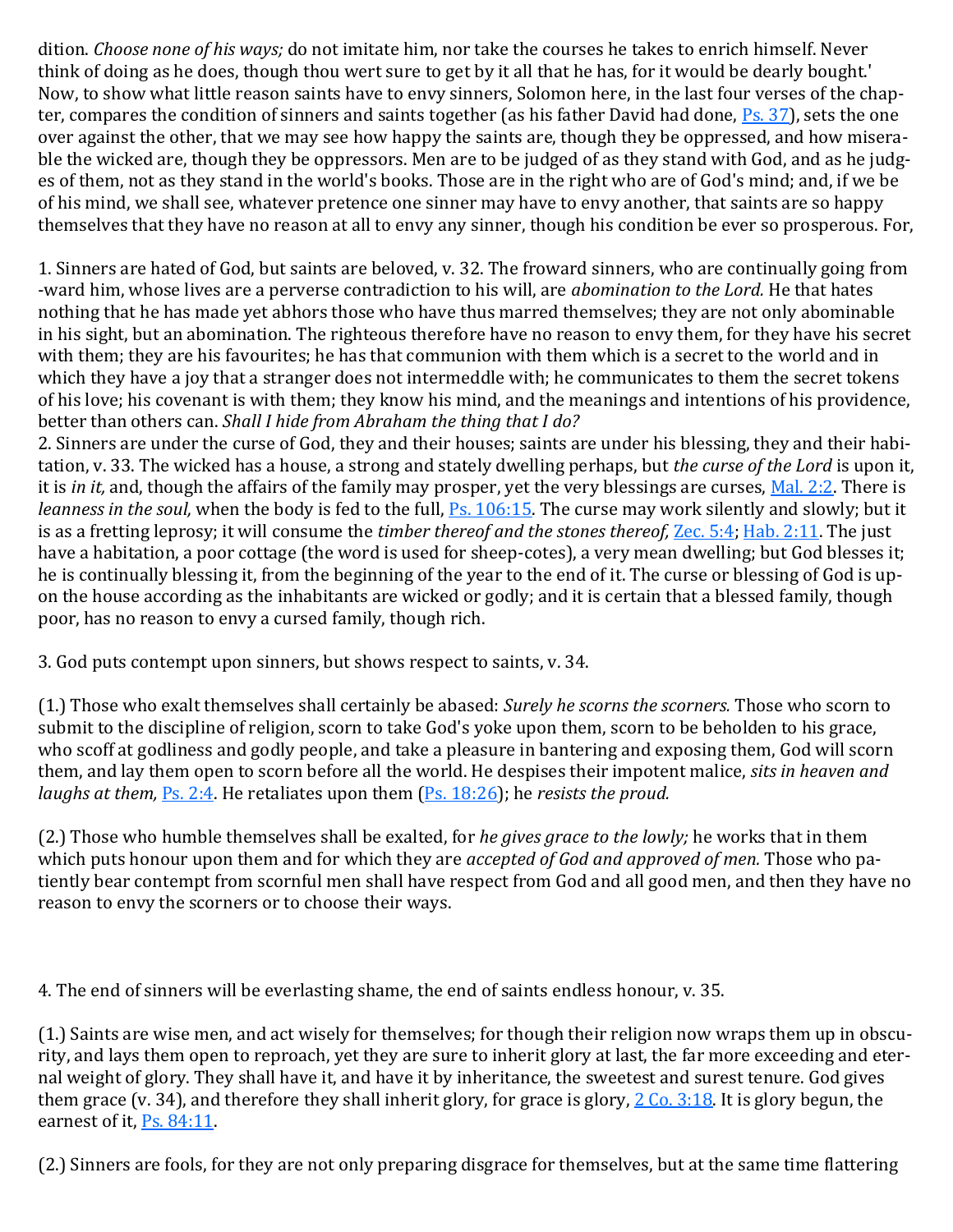dition. *Choose none of his ways;* do not imitate him, nor take the courses he takes to enrich himself. Never think of doing as he does, though thou wert sure to get by it all that he has, for it would be dearly bought.' Now, to show what little reason saints have to envy sinners, Solomon here, in the last four verses of the chapter, compares the condition of sinners and saints together (as his father David had done, Ps. 37), sets the one over against the other, that we may see how happy the saints are, though they be oppressed, and how miserable the wicked are, though they be oppressors. Men are to be judged of as they stand with God, and as he judges of them, not as they stand in the world's books. Those are in the right who are of God's mind; and, if we be of his mind, we shall see, whatever pretence one sinner may have to envy another, that saints are so happy themselves that they have no reason at all to envy any sinner, though his condition be ever so prosperous. For,

1. Sinners are hated of God, but saints are beloved, v. 32. The froward sinners, who are continually going from-ward him, whose lives are a perverse contradiction to his will, are *abomination to the Lord.* He that hates nothing that he has made yet abhors those who have thus marred themselves; they are not only abominable in his sight, but an abomination. The righteous therefore have no reason to envy them, for they have his secret with them; they are his favourites; he has that communion with them which is a secret to the world and in which they have a joy that a stranger does not intermeddle with; he communicates to them the secret tokens of his love; his covenant is with them; they know his mind, and the meanings and intentions of his providence, better than others can. *Shall I hide from Abraham the thing that I do?*

2. Sinners are under the curse of God, they and their houses; saints are under his blessing, they and their habitation, v. 33. The wicked has a house, a strong and stately dwelling perhaps, but *the curse of the Lord* is upon it, it is *in it,* and, though the affairs of the family may prosper, yet the very blessings are curses, Mal. 2:2. There is *leanness in the soul,* when the body is fed to the full, Ps. 106:15. The curse may work silently and slowly; but it is as a fretting leprosy; it will consume the *timber thereof and the stones thereof,* Zec. 5:4; Hab. 2:11. The just have a habitation, a poor cottage (the word is used for sheep-cotes), a very mean dwelling; but God blesses it; he is continually blessing it, from the beginning of the year to the end of it. The curse or blessing of God is upon the house according as the inhabitants are wicked or godly; and it is certain that a blessed family, though poor, has no reason to envy a cursed family, though rich.

3. God puts contempt upon sinners, but shows respect to saints, v. 34.

(1.) Those who exalt themselves shall certainly be abased: *Surely he scorns the scorners.* Those who scorn to submit to the discipline of religion, scorn to take God's yoke upon them, scorn to be beholden to his grace, who scoff at godliness and godly people, and take a pleasure in bantering and exposing them, God will scorn them, and lay them open to scorn before all the world. He despises their impotent malice, *sits in heaven and laughs at them,* Ps. 2:4. He retaliates upon them (Ps. 18:26); he *resists the proud.*

(2.) Those who humble themselves shall be exalted, for *he gives grace to the lowly;* he works that in them which puts honour upon them and for which they are *accepted of God and approved of men.* Those who patiently bear contempt from scornful men shall have respect from God and all good men, and then they have no reason to envy the scorners or to choose their ways.

4. The end of sinners will be everlasting shame, the end of saints endless honour, v. 35.

(1.) Saints are wise men, and act wisely for themselves; for though their religion now wraps them up in obscurity, and lays them open to reproach, yet they are sure to inherit glory at last, the far more exceeding and eternal weight of glory. They shall have it, and have it by inheritance, the sweetest and surest tenure. God gives them grace (v. 34), and therefore they shall inherit glory, for grace is glory, 2 Co. 3:18. It is glory begun, the earnest of it, Ps. 84:11.

(2.) Sinners are fools, for they are not only preparing disgrace for themselves, but at the same time flattering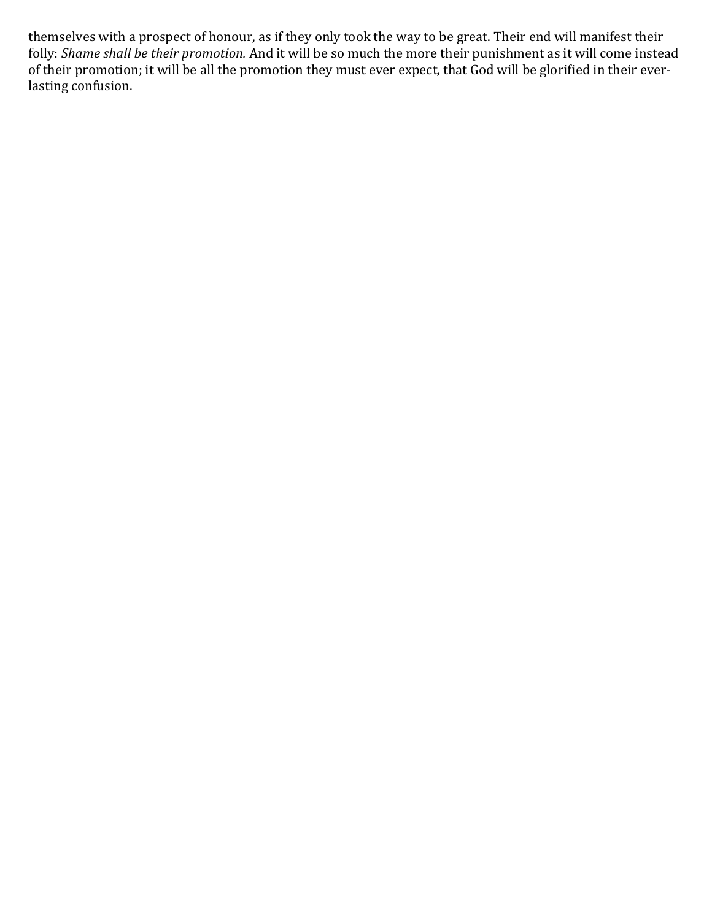themselves with a prospect of honour, as if they only took the way to be great. Their end will manifest their folly: *Shame shall be their promotion.* And it will be so much the more their punishment as it will come instead of their promotion; it will be all the promotion they must ever expect, that God will be glorified in their ever-lasting confusion.